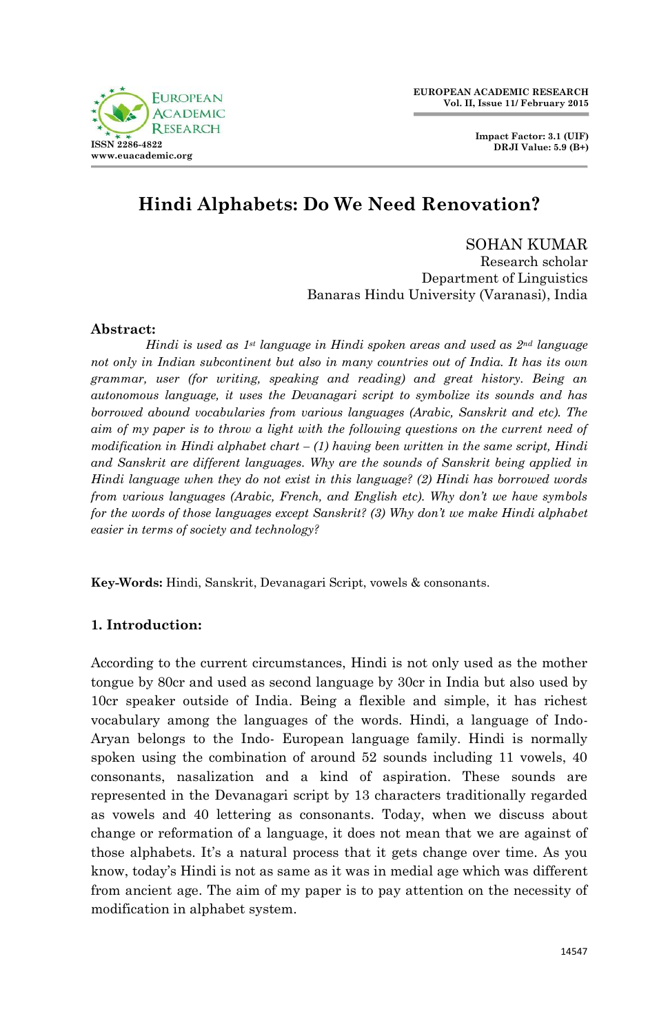# Hindi Alphabets: Do We Need Renovation?

SOHAN KUMAR
Research scholar
Department of Linguistics
Banaras Hindu University (Varanasi), India

**Abstract:**

*Hindi is used as 1st language in Hindi spoken areas and used as 2nd language not only in Indian subcontinent but also in many countries out of India. It has its own grammar, user (for writing, speaking and reading) and great history. Being an autonomous language, it uses the Devanagari script to symbolize its sounds and has borrowed abound vocabularies from various languages (Arabic, Sanskrit and etc). The aim of my paper is to throw a light with the following questions on the current need of modification in Hindi alphabet chart – (1) having been written in the same script, Hindi and Sanskrit are different languages. Why are the sounds of Sanskrit being applied in Hindi language when they do not exist in this language? (2) Hindi has borrowed words from various languages (Arabic, French, and English etc). Why don't we have symbols for the words of those languages except Sanskrit? (3) Why don't we make Hindi alphabet easier in terms of society and technology?*

**Key-Words:** Hindi, Sanskrit, Devanagari Script, vowels & consonants.

## 1. Introduction:

According to the current circumstances, Hindi is not only used as the mother tongue by 80cr and used as second language by 30cr in India but also used by 10cr speaker outside of India. Being a flexible and simple, it has richest vocabulary among the languages of the words. Hindi, a language of Indo-Aryan belongs to the Indo- European language family. Hindi is normally spoken using the combination of around 52 sounds including 11 vowels, 40 consonants, nasalization and a kind of aspiration. These sounds are represented in the Devanagari script by 13 characters traditionally regarded as vowels and 40 lettering as consonants. Today, when we discuss about change or reformation of a language, it does not mean that we are against of those alphabets. It's a natural process that it gets change over time. As you know, today's Hindi is not as same as it was in medial age which was different from ancient age. The aim of my paper is to pay attention on the necessity of modification in alphabet system.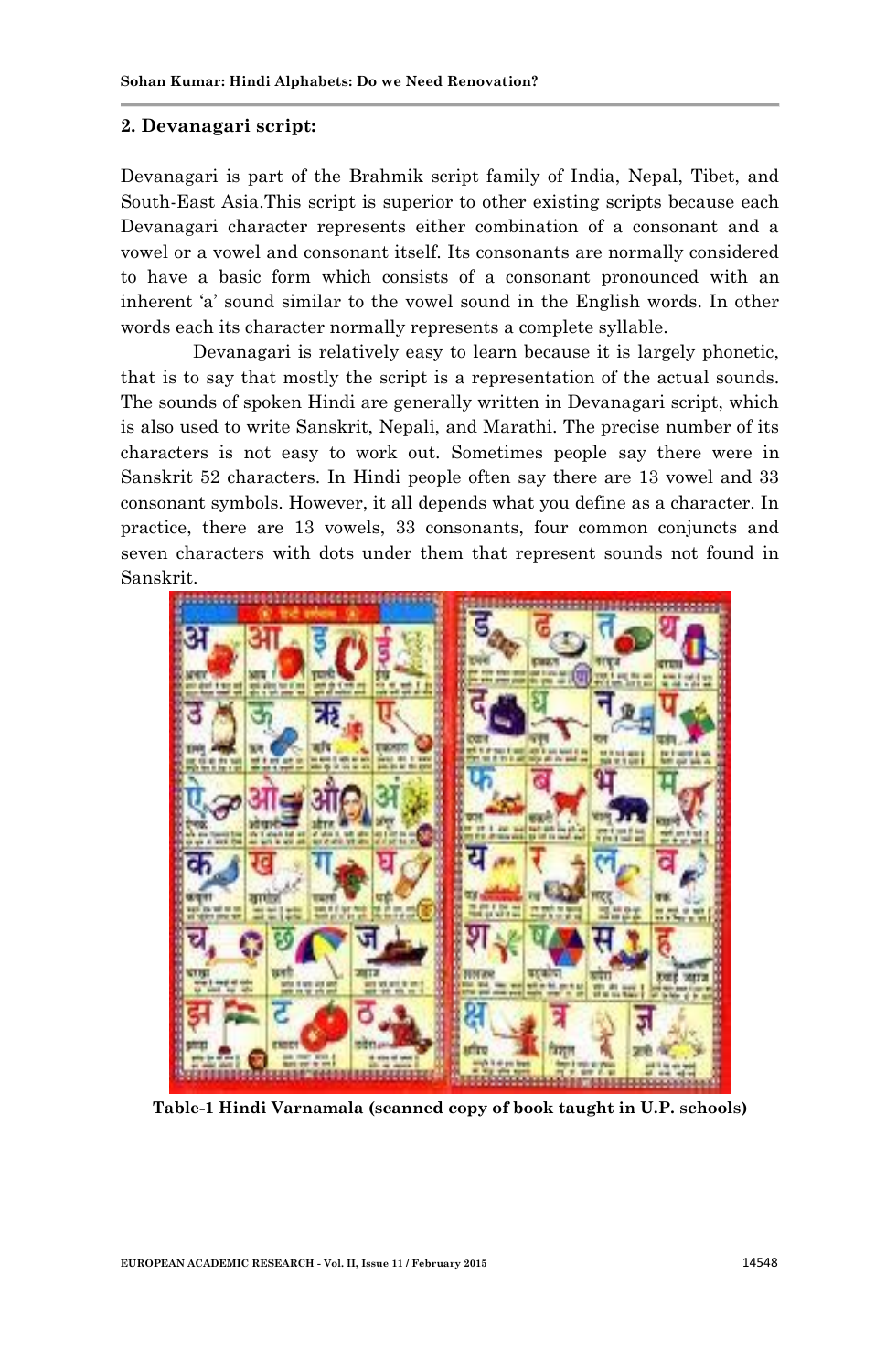## 2. Devanagari script:

Devanagari is part of the Brahmik script family of India, Nepal, Tibet, and South-East Asia.This script is superior to other existing scripts because each Devanagari character represents either combination of a consonant and a vowel or a vowel and consonant itself. Its consonants are normally considered to have a basic form which consists of a consonant pronounced with an inherent 'a' sound similar to the vowel sound in the English words. In other words each its character normally represents a complete syllable.

Devanagari is relatively easy to learn because it is largely phonetic, that is to say that mostly the script is a representation of the actual sounds. The sounds of spoken Hindi are generally written in Devanagari script, which is also used to write Sanskrit, Nepali, and Marathi. The precise number of its characters is not easy to work out. Sometimes people say there were in Sanskrit 52 characters. In Hindi people often say there are 13 vowel and 33 consonant symbols. However, it all depends what you define as a character. In practice, there are 13 vowels, 33 consonants, four common conjuncts and seven characters with dots under them that represent sounds not found in Sanskrit.

**Table-1 Hindi Varnamala (scanned copy of book taught in U.P. schools)**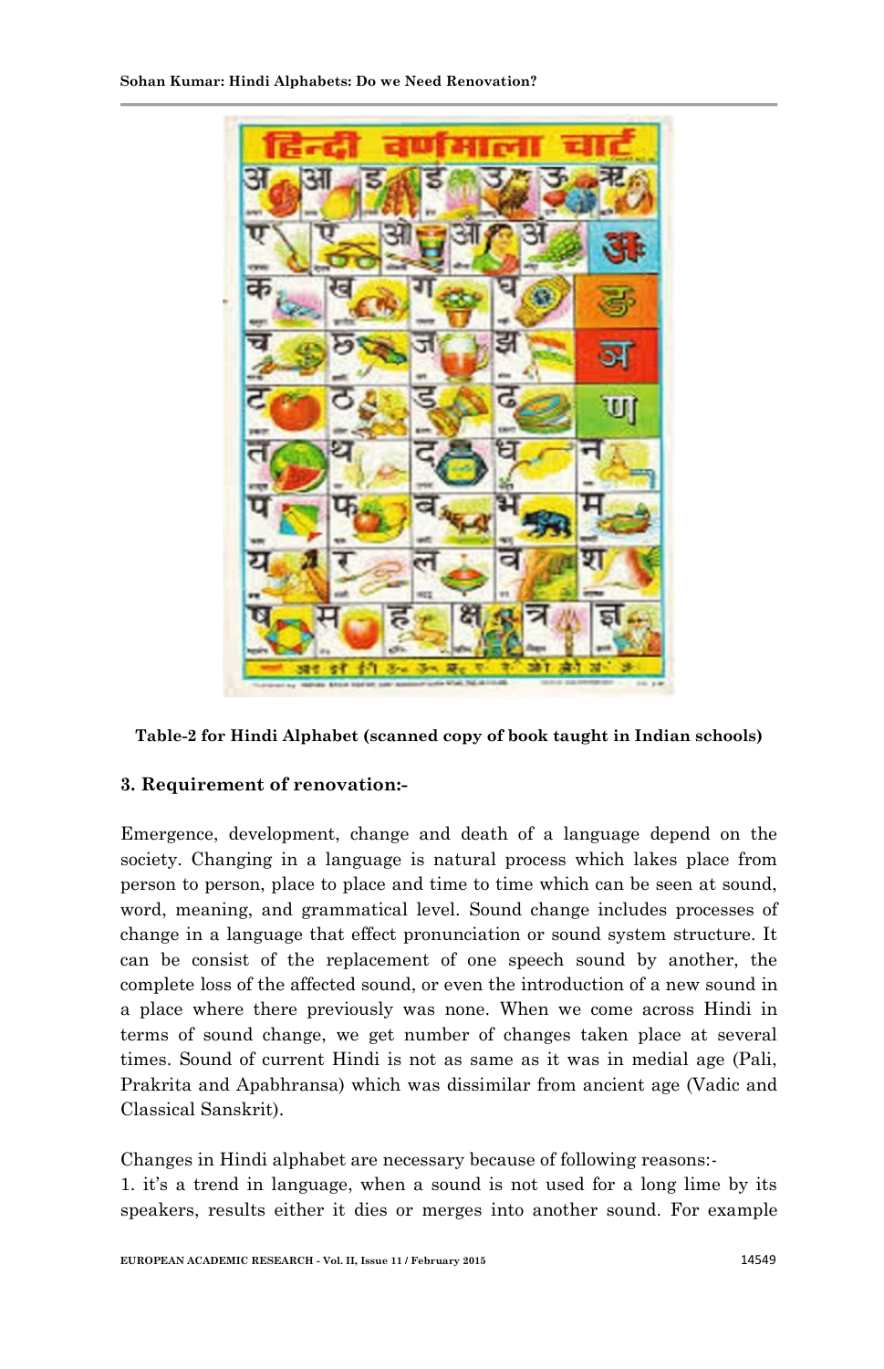Table-2 for Hindi Alphabet (scanned copy of book taught in Indian schools)

## 3. Requirement of renovation:-

Emergence, development, change and death of a language depend on the society. Changing in a language is natural process which lakes place from person to person, place to place and time to time which can be seen at sound, word, meaning, and grammatical level. Sound change includes processes of change in a language that effect pronunciation or sound system structure. It can be consist of the replacement of one speech sound by another, the complete loss of the affected sound, or even the introduction of a new sound in a place where there previously was none. When we come across Hindi in terms of sound change, we get number of changes taken place at several times. Sound of current Hindi is not as same as it was in medial age (Pali, Prakrita and Apabhransa) which was dissimilar from ancient age (Vadic and Classical Sanskrit).

Changes in Hindi alphabet are necessary because of following reasons:-

1. it's a trend in language, when a sound is not used for a long lime by its speakers, results either it dies or merges into another sound. For example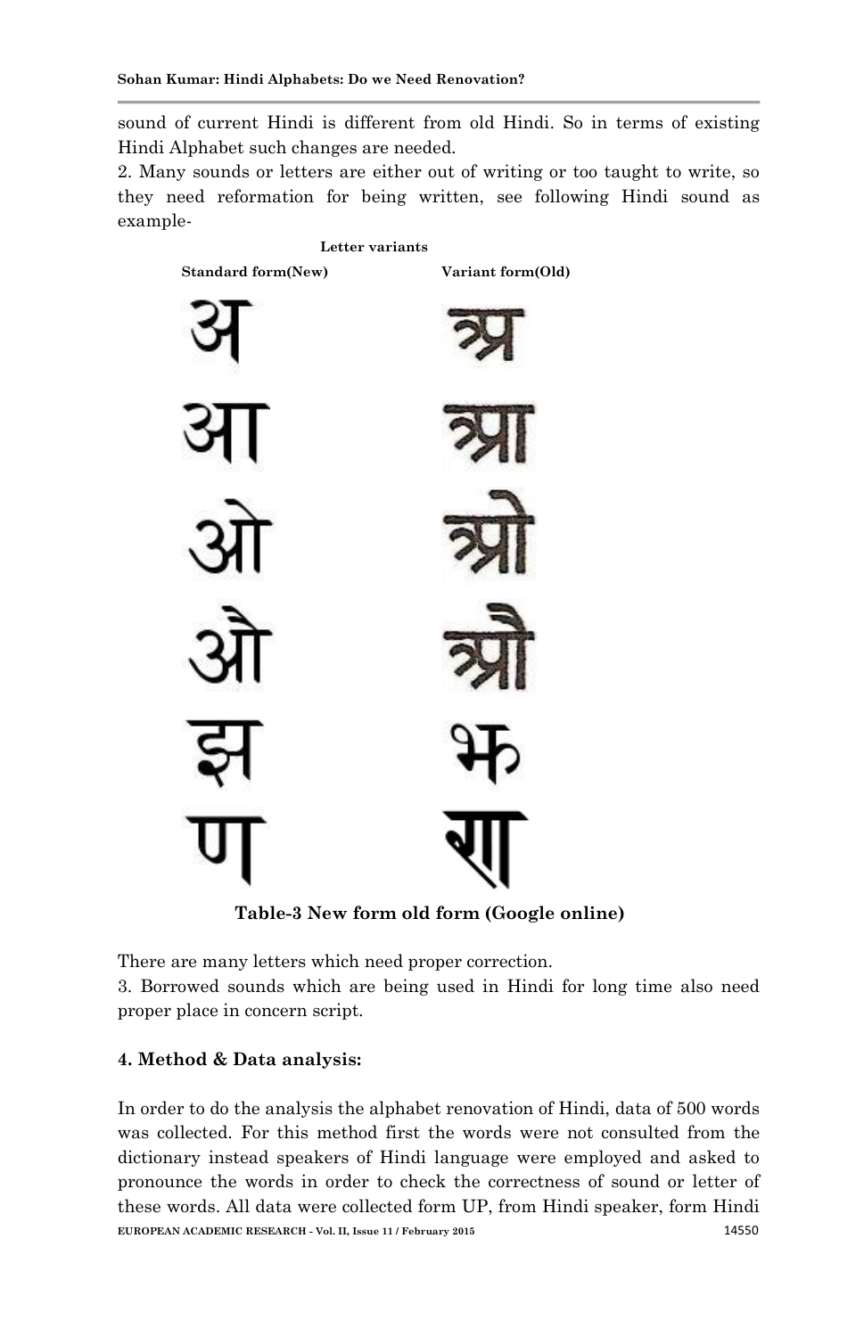sound of current Hindi is different from old Hindi. So in terms of existing Hindi Alphabet such changes are needed.

2. Many sounds or letters are either out of writing or too taught to write, so they need reformation for being written, see following Hindi sound as example-

| Letter variants | |
|---|---|
| **Standard form(New)** | **Variant form(Old)** |
| अ | अ |
| आ | आ |
| ओ | ओ |
| औ | औ |
| झ | झ |
| ण | ण |

**Table-3 New form old form (Google online)**

There are many letters which need proper correction.

3. Borrowed sounds which are being used in Hindi for long time also need proper place in concern script.

## 4. Method & Data analysis:

In order to do the analysis the alphabet renovation of Hindi, data of 500 words was collected. For this method first the words were not consulted from the dictionary instead speakers of Hindi language were employed and asked to pronounce the words in order to check the correctness of sound or letter of these words. All data were collected form UP, from Hindi speaker, form Hindi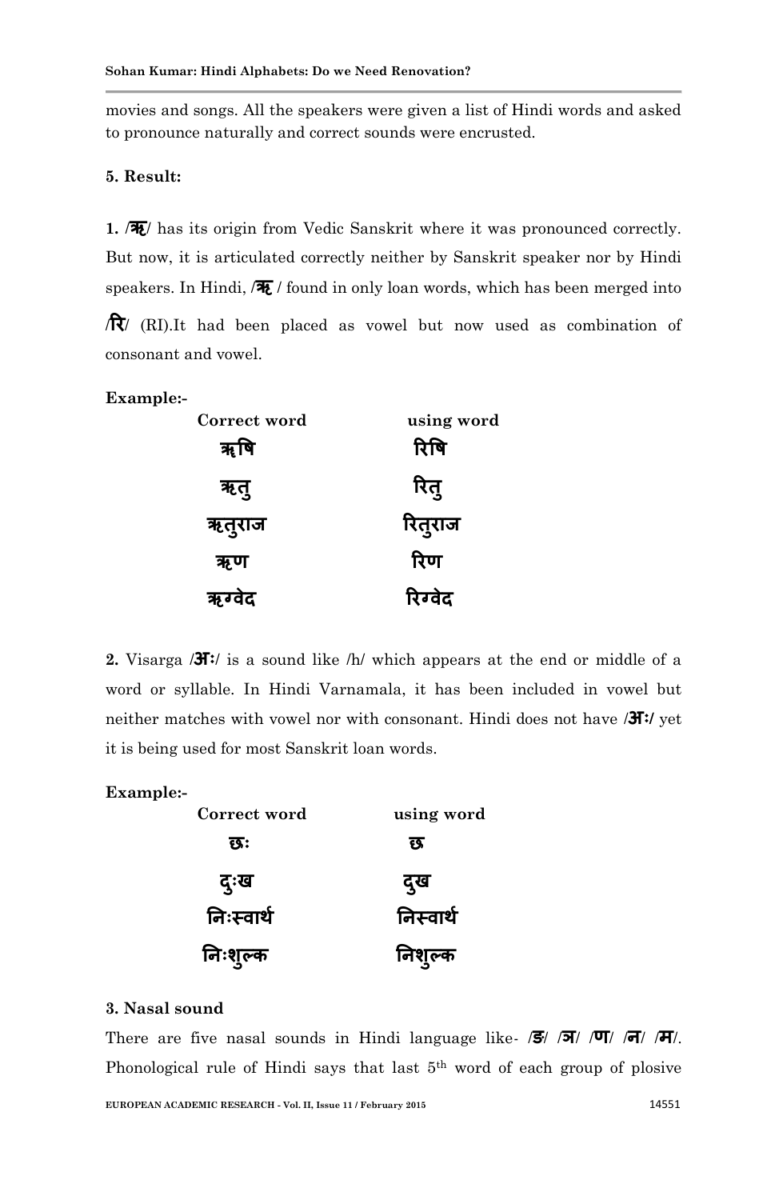movies and songs. All the speakers were given a list of Hindi words and asked to pronounce naturally and correct sounds were encrusted.

**5. Result:**

**1. /ऋ/** has its origin from Vedic Sanskrit where it was pronounced correctly. But now, it is articulated correctly neither by Sanskrit speaker nor by Hindi speakers. In Hindi, **/ऋ /** found in only loan words, which has been merged into **/रि/** (RI).It had been placed as vowel but now used as combination of consonant and vowel.

**Example:-**

| Correct word | using word |
|---|---|
| ऋषि | रिषि |
| ऋतु | रितु |
| ऋतुराज | रितुराज |
| ऋण | रिण |
| ऋग्वेद | रिग्वेद |

**2.** Visarga **/अः/** is a sound like /h/ which appears at the end or middle of a word or syllable. In Hindi Varnamala, it has been included in vowel but neither matches with vowel nor with consonant. Hindi does not have **/अः/** yet it is being used for most Sanskrit loan words.

**Example:-**

| Correct word | using word |
|---|---|
| छः | छ |
| दुःख | दुख |
| निःस्वार्थ | निस्वार्थ |
| निःशुल्क | निशुल्क |

**3. Nasal sound**

There are five nasal sounds in Hindi language like- **/ङ/ /ञ/ /ण/ /न/ /म/**. Phonological rule of Hindi says that last 5th word of each group of plosive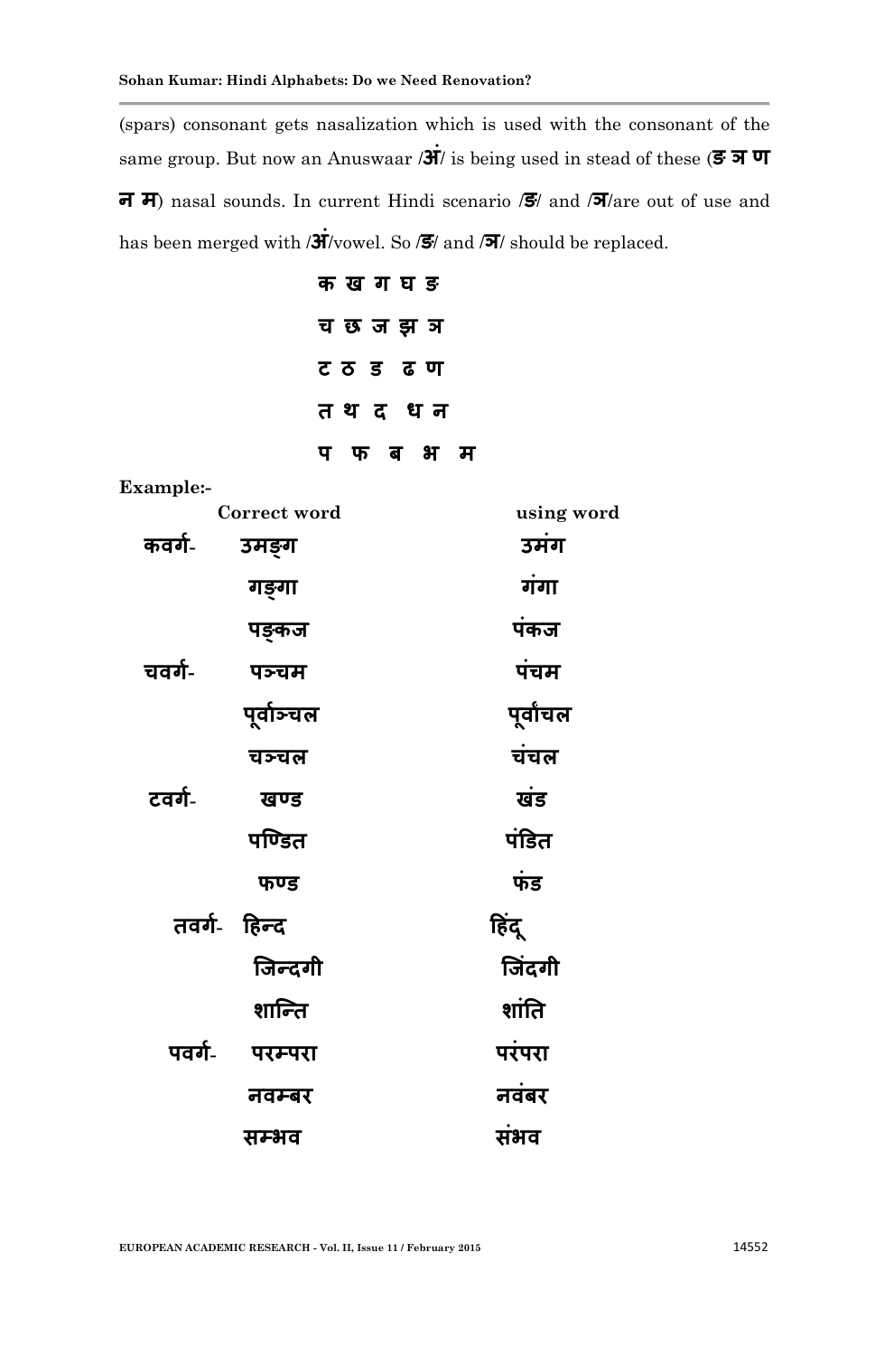(spars) consonant gets nasalization which is used with the consonant of the same group. But now an Anuswaar /**अं**/ is being used in stead of these (**ङ ञ ण न म**) nasal sounds. In current Hindi scenario /**ङ**/ and /**ञ**/are out of use and has been merged with /**अं**/vowel. So /**ङ**/ and /**ञ**/ should be replaced.

**क ख ग घ ङ**

**च छ ज झ ञ**

**ट ठ ड ढ ण**

**त थ द ध न**

**प फ ब भ म**

**Example:-**

| | Correct word | using word |
|---|---|---|
| **कवर्ग-** | **उमङ्ग** | **उमंग** |
| | **गङ्गा** | **गंगा** |
| | **पङ्कज** | **पंकज** |
| **चवर्ग-** | **पञ्चम** | **पंचम** |
| | **पूर्वाञ्चल** | **पूर्वांचल** |
| | **चञ्चल** | **चंचल** |
| **टवर्ग-** | **खण्ड** | **खंड** |
| | **पण्डित** | **पंडित** |
| | **फण्ड** | **फंड** |
| **तवर्ग-** | **हिन्द** | **हिंदू** |
| | **जिन्दगी** | **जिंदगी** |
| | **शान्ति** | **शांति** |
| **पवर्ग-** | **परम्परा** | **परंपरा** |
| | **नवम्बर** | **नवंबर** |
| | **सम्भव** | **संभव** |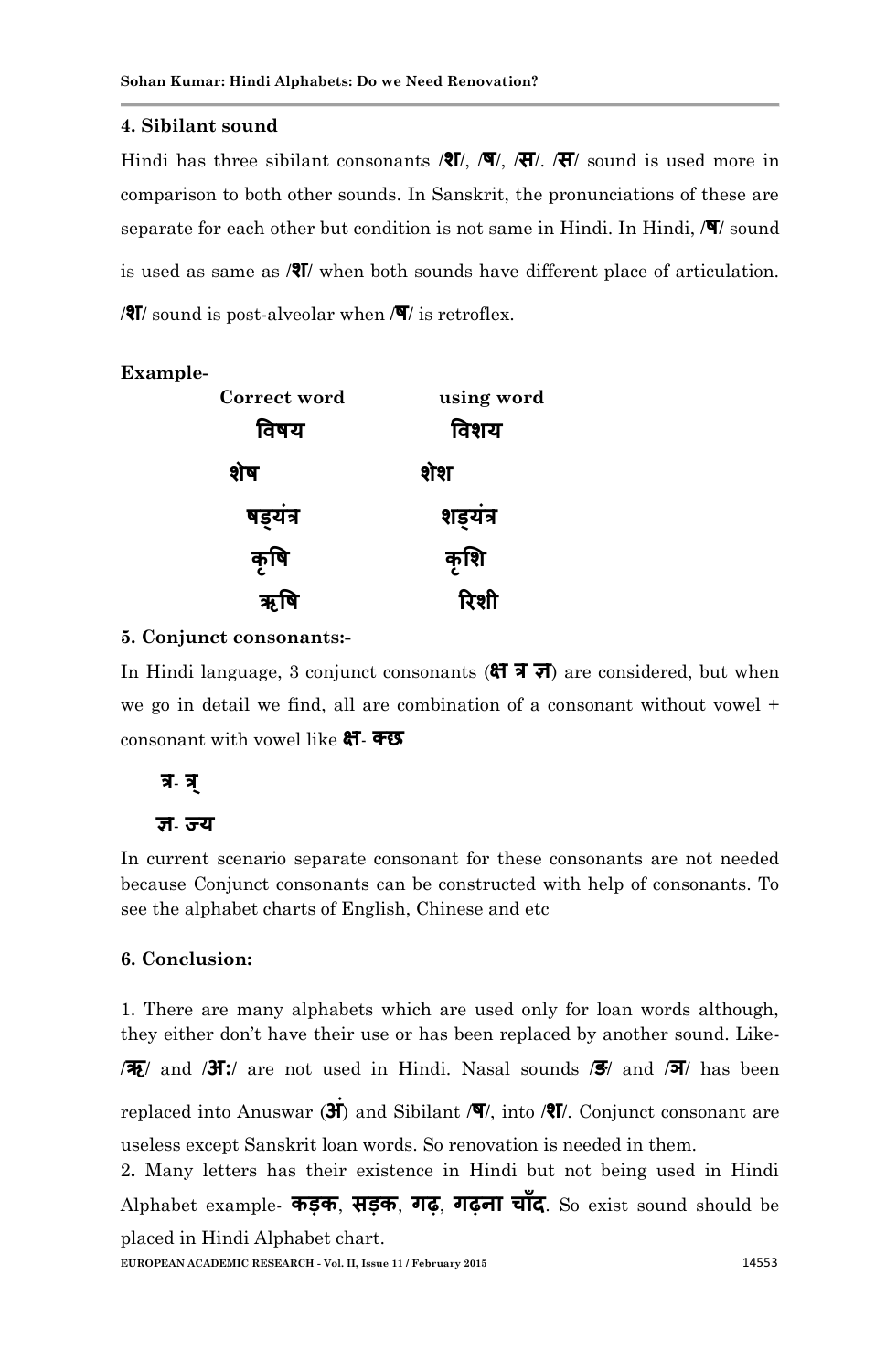### 4. Sibilant sound

Hindi has three sibilant consonants /श/, /ष/, /स/. /स/ sound is used more in comparison to both other sounds. In Sanskrit, the pronunciations of these are separate for each other but condition is not same in Hindi. In Hindi, /ष/ sound is used as same as /श/ when both sounds have different place of articulation. /श/ sound is post-alveolar when /ष/ is retroflex.

**Example-**

| Correct word | using word |
|---|---|
| विषय | विशय |
| शेष | शेश |
| षड्यंत्र | शड्यंत्र |
| कृषि | कृशि |
| ऋषि | रिशी |

### 5. Conjunct consonants:-

In Hindi language, 3 conjunct consonants (क्ष त्र ज्ञ) are considered, but when we go in detail we find, all are combination of a consonant without vowel + consonant with vowel like क्ष- क्छ

त्र- त्र्

ज्ञ- ज्य

In current scenario separate consonant for these consonants are not needed because Conjunct consonants can be constructed with help of consonants. To see the alphabet charts of English, Chinese and etc

### 6. Conclusion:

1. There are many alphabets which are used only for loan words although, they either don't have their use or has been replaced by another sound. Like- /ऋ/ and /अः/ are not used in Hindi. Nasal sounds /ङ/ and /ञ/ has been replaced into Anuswar (अं) and Sibilant /ष/, into /श/. Conjunct consonant are useless except Sanskrit loan words. So renovation is needed in them.

2. Many letters has their existence in Hindi but not being used in Hindi Alphabet example- कड़क, सड़क, गढ़, गढ़ना चाँद. So exist sound should be placed in Hindi Alphabet chart.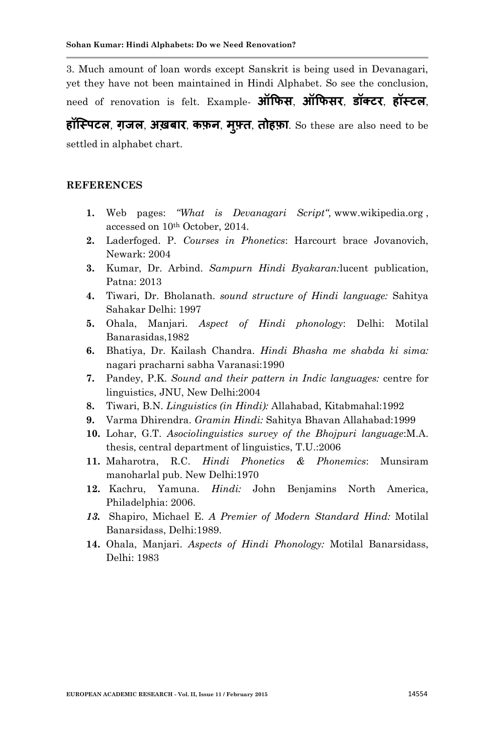3. Much amount of loan words except Sanskrit is being used in Devanagari, yet they have not been maintained in Hindi Alphabet. So see the conclusion, need of renovation is felt. Example- **ऑफिस**, **ऑफिसर**, **डॉक्टर**, **हॉस्टल**, **हॉस्पिटल**, **ग़जल**, **अख़बार**, **कफ़न**, **मुफ़्त**, **तोहफ़ा**. So these are also need to be settled in alphabet chart.

## REFERENCES

1. Web pages: *"What is Devanagari Script",* www.wikipedia.org , accessed on 10th October, 2014.
2. Laderfoged. P. *Courses in Phonetics*: Harcourt brace Jovanovich, Newark: 2004
3. Kumar, Dr. Arbind. *Sampurn Hindi Byakaran:*lucent publication, Patna: 2013
4. Tiwari, Dr. Bholanath. *sound structure of Hindi language:* Sahitya Sahakar Delhi: 1997
5. Ohala, Manjari. *Aspect of Hindi phonology*: Delhi: Motilal Banarasidas,1982
6. Bhatiya, Dr. Kailash Chandra. *Hindi Bhasha me shabda ki sima:* nagari pracharni sabha Varanasi:1990
7. Pandey, P.K. *Sound and their pattern in Indic languages:* centre for linguistics, JNU, New Delhi:2004
8. Tiwari, B.N. *Linguistics (in Hindi):* Allahabad, Kitabmahal:1992
9. Varma Dhirendra. *Gramin Hindi:* Sahitya Bhavan Allahabad:1999
10. Lohar, G.T. *Asociolinguistics survey of the Bhojpuri language*:M.A. thesis, central department of linguistics, T.U.:2006
11. Maharotra, R.C. *Hindi Phonetics & Phonemics*: Munsiram manoharlal pub. New Delhi:1970
12. Kachru, Yamuna. *Hindi:* John Benjamins North America, Philadelphia: 2006.
13. Shapiro, Michael E. *A Premier of Modern Standard Hind:* Motilal Banarsidass, Delhi:1989.
14. Ohala, Manjari. *Aspects of Hindi Phonology:* Motilal Banarsidass, Delhi: 1983